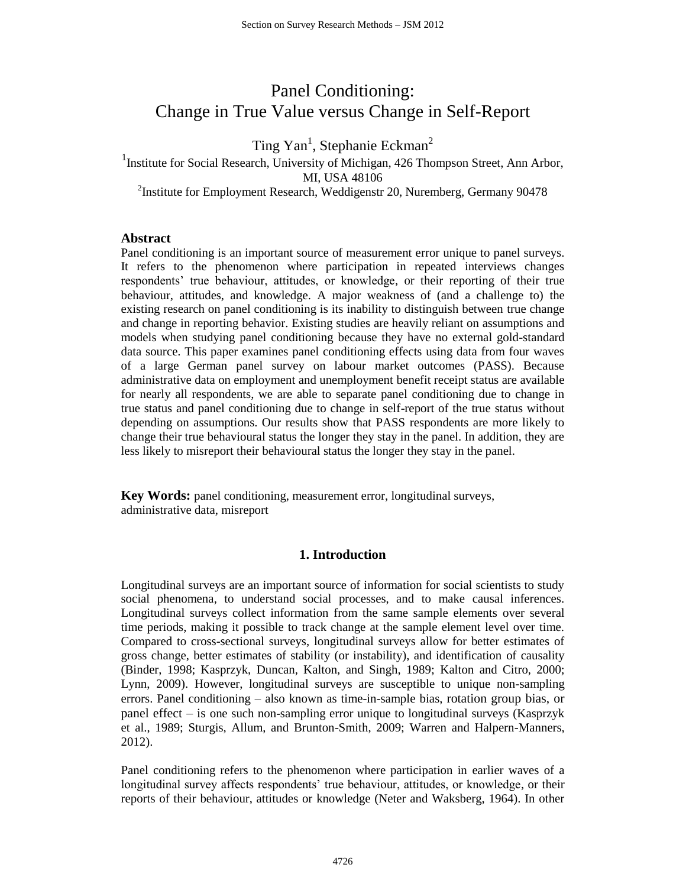# Panel Conditioning:
# Change in True Value versus Change in Self-Report

Ting Yan[1], Stephanie Eckman[2]

[1]Institute for Social Research, University of Michigan, 426 Thompson Street, Ann Arbor, MI, USA 48106

[2]Institute for Employment Research, Weddigenstr 20, Nuremberg, Germany 90478

## Abstract

Panel conditioning is an important source of measurement error unique to panel surveys. It refers to the phenomenon where participation in repeated interviews changes respondents' true behaviour, attitudes, or knowledge, or their reporting of their true behaviour, attitudes, and knowledge. A major weakness of (and a challenge to) the existing research on panel conditioning is its inability to distinguish between true change and change in reporting behavior. Existing studies are heavily reliant on assumptions and models when studying panel conditioning because they have no external gold-standard data source. This paper examines panel conditioning effects using data from four waves of a large German panel survey on labour market outcomes (PASS). Because administrative data on employment and unemployment benefit receipt status are available for nearly all respondents, we are able to separate panel conditioning due to change in true status and panel conditioning due to change in self-report of the true status without depending on assumptions. Our results show that PASS respondents are more likely to change their true behavioural status the longer they stay in the panel. In addition, they are less likely to misreport their behavioural status the longer they stay in the panel.

**Key Words:** panel conditioning, measurement error, longitudinal surveys, administrative data, misreport

## 1. Introduction

Longitudinal surveys are an important source of information for social scientists to study social phenomena, to understand social processes, and to make causal inferences. Longitudinal surveys collect information from the same sample elements over several time periods, making it possible to track change at the sample element level over time. Compared to cross-sectional surveys, longitudinal surveys allow for better estimates of gross change, better estimates of stability (or instability), and identification of causality (Binder, 1998; Kasprzyk, Duncan, Kalton, and Singh, 1989; Kalton and Citro, 2000; Lynn, 2009). However, longitudinal surveys are susceptible to unique non-sampling errors. Panel conditioning – also known as time-in-sample bias, rotation group bias, or panel effect – is one such non-sampling error unique to longitudinal surveys (Kasprzyk et al., 1989; Sturgis, Allum, and Brunton-Smith, 2009; Warren and Halpern-Manners, 2012).

Panel conditioning refers to the phenomenon where participation in earlier waves of a longitudinal survey affects respondents' true behaviour, attitudes, or knowledge, or their reports of their behaviour, attitudes or knowledge (Neter and Waksberg, 1964). In other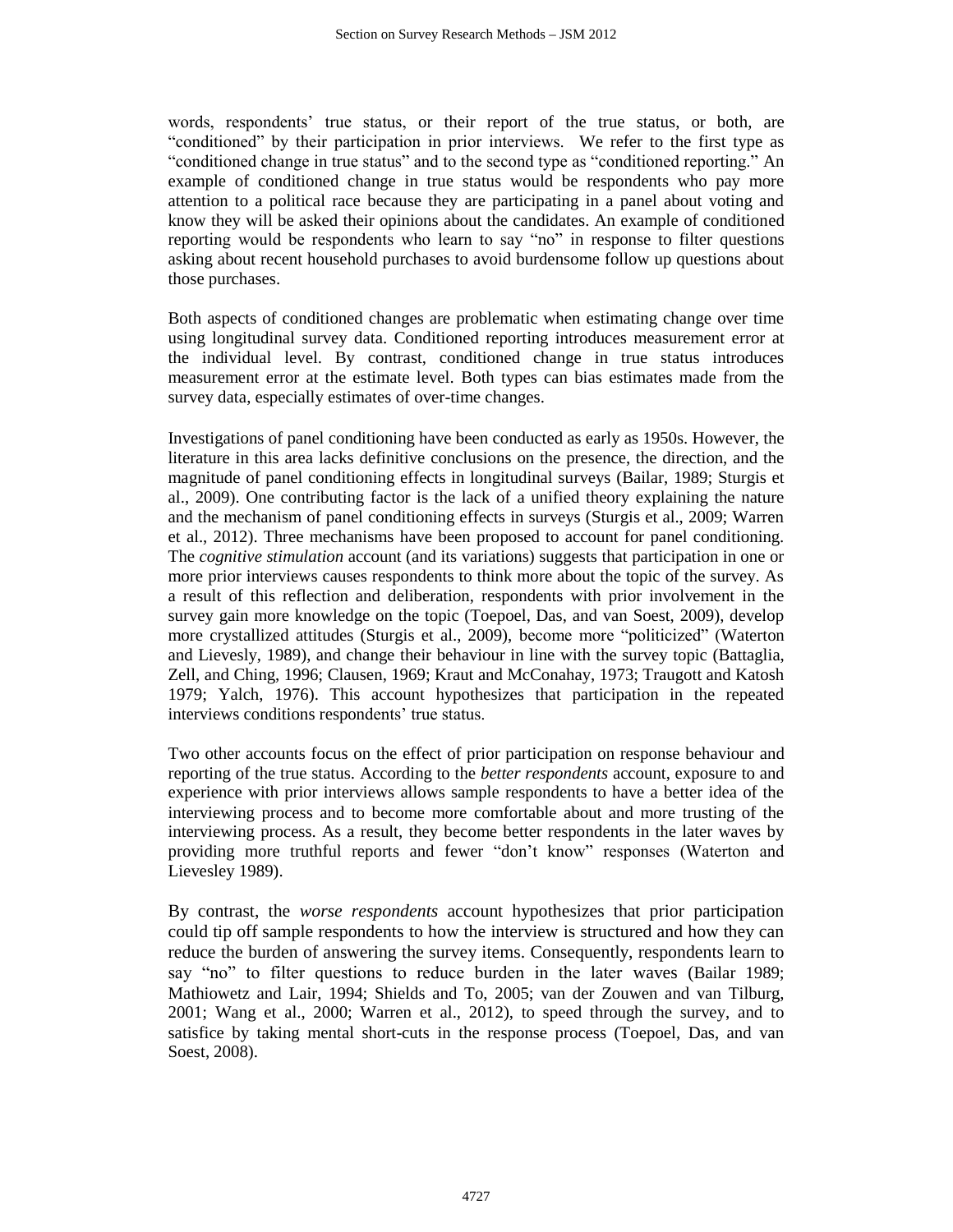words, respondents' true status, or their report of the true status, or both, are "conditioned" by their participation in prior interviews. We refer to the first type as "conditioned change in true status" and to the second type as "conditioned reporting." An example of conditioned change in true status would be respondents who pay more attention to a political race because they are participating in a panel about voting and know they will be asked their opinions about the candidates. An example of conditioned reporting would be respondents who learn to say "no" in response to filter questions asking about recent household purchases to avoid burdensome follow up questions about those purchases.

Both aspects of conditioned changes are problematic when estimating change over time using longitudinal survey data. Conditioned reporting introduces measurement error at the individual level. By contrast, conditioned change in true status introduces measurement error at the estimate level. Both types can bias estimates made from the survey data, especially estimates of over-time changes.

Investigations of panel conditioning have been conducted as early as 1950s. However, the literature in this area lacks definitive conclusions on the presence, the direction, and the magnitude of panel conditioning effects in longitudinal surveys (Bailar, 1989; Sturgis et al., 2009). One contributing factor is the lack of a unified theory explaining the nature and the mechanism of panel conditioning effects in surveys (Sturgis et al., 2009; Warren et al., 2012). Three mechanisms have been proposed to account for panel conditioning. The *cognitive stimulation* account (and its variations) suggests that participation in one or more prior interviews causes respondents to think more about the topic of the survey. As a result of this reflection and deliberation, respondents with prior involvement in the survey gain more knowledge on the topic (Toepoel, Das, and van Soest, 2009), develop more crystallized attitudes (Sturgis et al., 2009), become more "politicized" (Waterton and Lievesly, 1989), and change their behaviour in line with the survey topic (Battaglia, Zell, and Ching, 1996; Clausen, 1969; Kraut and McConahay, 1973; Traugott and Katosh 1979; Yalch, 1976). This account hypothesizes that participation in the repeated interviews conditions respondents' true status.

Two other accounts focus on the effect of prior participation on response behaviour and reporting of the true status. According to the *better respondents* account, exposure to and experience with prior interviews allows sample respondents to have a better idea of the interviewing process and to become more comfortable about and more trusting of the interviewing process. As a result, they become better respondents in the later waves by providing more truthful reports and fewer "don't know" responses (Waterton and Lievesley 1989).

By contrast, the *worse respondents* account hypothesizes that prior participation could tip off sample respondents to how the interview is structured and how they can reduce the burden of answering the survey items. Consequently, respondents learn to say "no" to filter questions to reduce burden in the later waves (Bailar 1989; Mathiowetz and Lair, 1994; Shields and To, 2005; van der Zouwen and van Tilburg, 2001; Wang et al., 2000; Warren et al., 2012), to speed through the survey, and to satisfice by taking mental short-cuts in the response process (Toepoel, Das, and van Soest, 2008).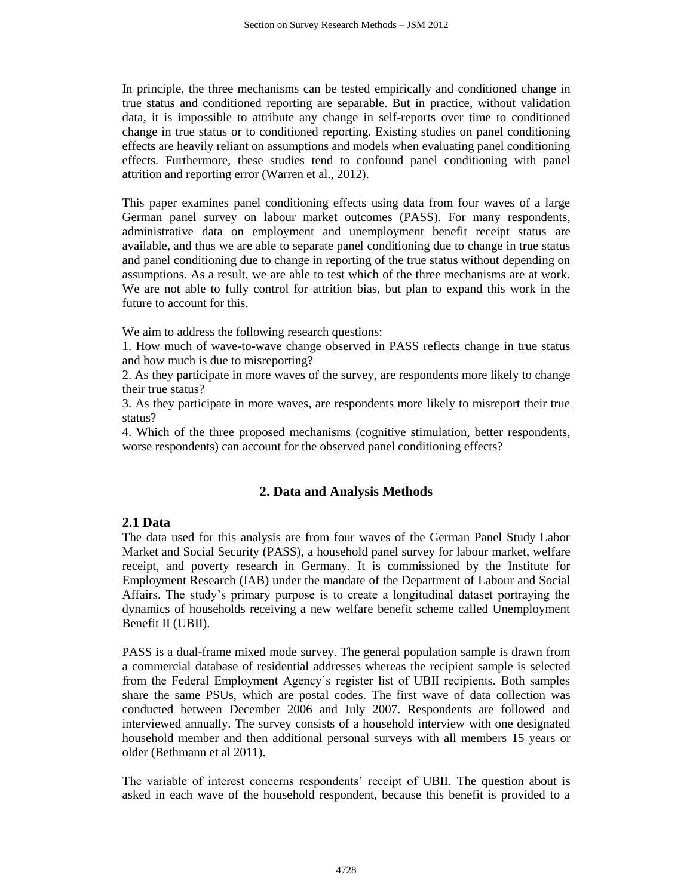In principle, the three mechanisms can be tested empirically and conditioned change in true status and conditioned reporting are separable. But in practice, without validation data, it is impossible to attribute any change in self-reports over time to conditioned change in true status or to conditioned reporting. Existing studies on panel conditioning effects are heavily reliant on assumptions and models when evaluating panel conditioning effects. Furthermore, these studies tend to confound panel conditioning with panel attrition and reporting error (Warren et al., 2012).

This paper examines panel conditioning effects using data from four waves of a large German panel survey on labour market outcomes (PASS). For many respondents, administrative data on employment and unemployment benefit receipt status are available, and thus we are able to separate panel conditioning due to change in true status and panel conditioning due to change in reporting of the true status without depending on assumptions. As a result, we are able to test which of the three mechanisms are at work. We are not able to fully control for attrition bias, but plan to expand this work in the future to account for this.

We aim to address the following research questions:

1. How much of wave-to-wave change observed in PASS reflects change in true status and how much is due to misreporting?
2. As they participate in more waves of the survey, are respondents more likely to change their true status?
3. As they participate in more waves, are respondents more likely to misreport their true status?
4. Which of the three proposed mechanisms (cognitive stimulation, better respondents, worse respondents) can account for the observed panel conditioning effects?

## 2. Data and Analysis Methods

### 2.1 Data

The data used for this analysis are from four waves of the German Panel Study Labor Market and Social Security (PASS), a household panel survey for labour market, welfare receipt, and poverty research in Germany. It is commissioned by the Institute for Employment Research (IAB) under the mandate of the Department of Labour and Social Affairs. The study's primary purpose is to create a longitudinal dataset portraying the dynamics of households receiving a new welfare benefit scheme called Unemployment Benefit II (UBII).

PASS is a dual-frame mixed mode survey. The general population sample is drawn from a commercial database of residential addresses whereas the recipient sample is selected from the Federal Employment Agency's register list of UBII recipients. Both samples share the same PSUs, which are postal codes. The first wave of data collection was conducted between December 2006 and July 2007. Respondents are followed and interviewed annually. The survey consists of a household interview with one designated household member and then additional personal surveys with all members 15 years or older (Bethmann et al 2011).

The variable of interest concerns respondents' receipt of UBII. The question about is asked in each wave of the household respondent, because this benefit is provided to a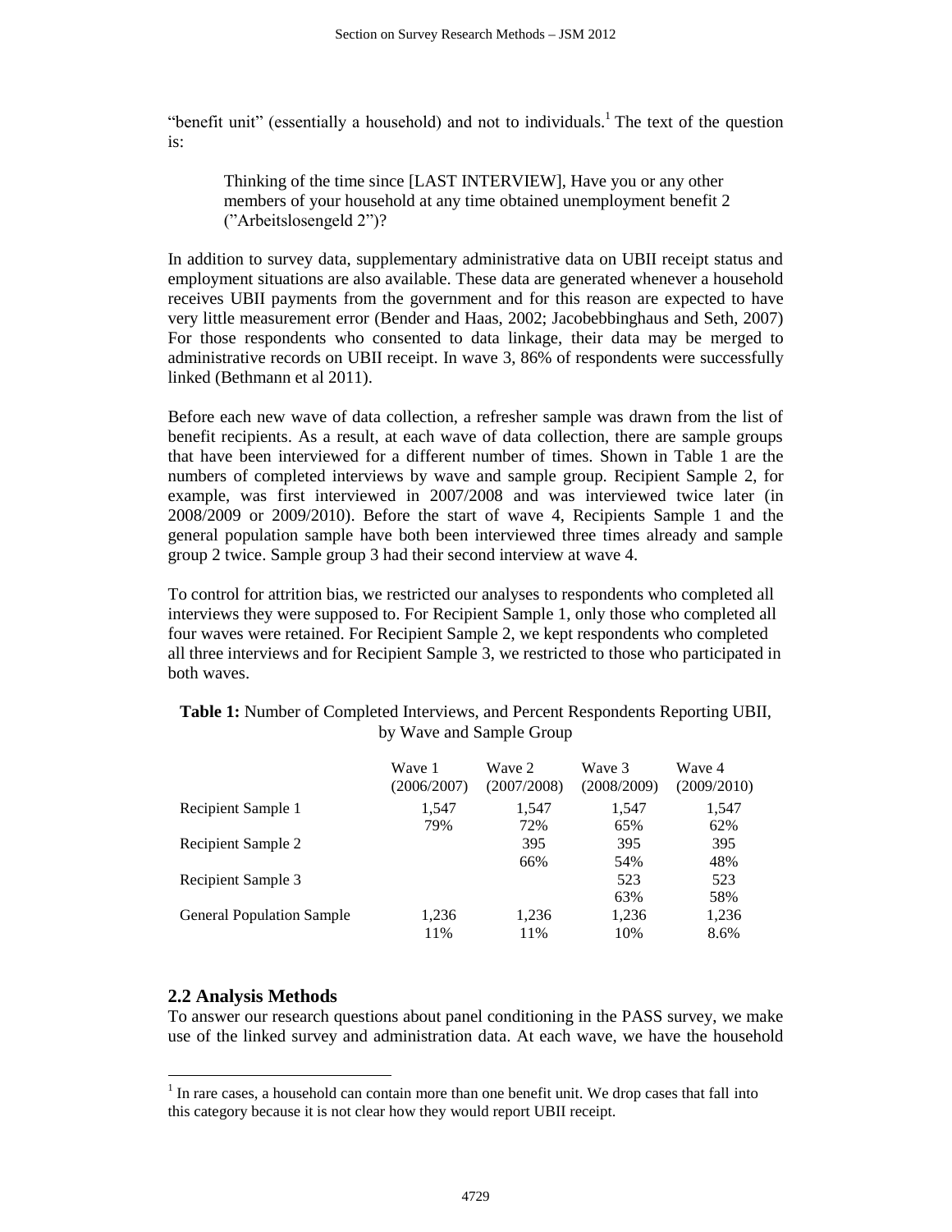"benefit unit" (essentially a household) and not to individuals.[1] The text of the question is:

> Thinking of the time since [LAST INTERVIEW], Have you or any other members of your household at any time obtained unemployment benefit 2 ("Arbeitslosengeld 2")?

In addition to survey data, supplementary administrative data on UBII receipt status and employment situations are also available. These data are generated whenever a household receives UBII payments from the government and for this reason are expected to have very little measurement error (Bender and Haas, 2002; Jacobebbinghaus and Seth, 2007) For those respondents who consented to data linkage, their data may be merged to administrative records on UBII receipt. In wave 3, 86% of respondents were successfully linked (Bethmann et al 2011).

Before each new wave of data collection, a refresher sample was drawn from the list of benefit recipients. As a result, at each wave of data collection, there are sample groups that have been interviewed for a different number of times. Shown in Table 1 are the numbers of completed interviews by wave and sample group. Recipient Sample 2, for example, was first interviewed in 2007/2008 and was interviewed twice later (in 2008/2009 or 2009/2010). Before the start of wave 4, Recipients Sample 1 and the general population sample have both been interviewed three times already and sample group 2 twice. Sample group 3 had their second interview at wave 4.

To control for attrition bias, we restricted our analyses to respondents who completed all interviews they were supposed to. For Recipient Sample 1, only those who completed all four waves were retained. For Recipient Sample 2, we kept respondents who completed all three interviews and for Recipient Sample 3, we restricted to those who participated in both waves.

**Table 1:** Number of Completed Interviews, and Percent Respondents Reporting UBII, by Wave and Sample Group

| | Wave 1 (2006/2007) | Wave 2 (2007/2008) | Wave 3 (2008/2009) | Wave 4 (2009/2010) |
|---|---|---|---|---|
| Recipient Sample 1 | 1,547 | 1,547 | 1,547 | 1,547 |
| | 79% | 72% | 65% | 62% |
| Recipient Sample 2 | | 395 | 395 | 395 |
| | | 66% | 54% | 48% |
| Recipient Sample 3 | | | 523 | 523 |
| | | | 63% | 58% |
| General Population Sample | 1,236 | 1,236 | 1,236 | 1,236 |
| | 11% | 11% | 10% | 8.6% |

## 2.2 Analysis Methods

To answer our research questions about panel conditioning in the PASS survey, we make use of the linked survey and administration data. At each wave, we have the household

[1] In rare cases, a household can contain more than one benefit unit. We drop cases that fall into this category because it is not clear how they would report UBII receipt.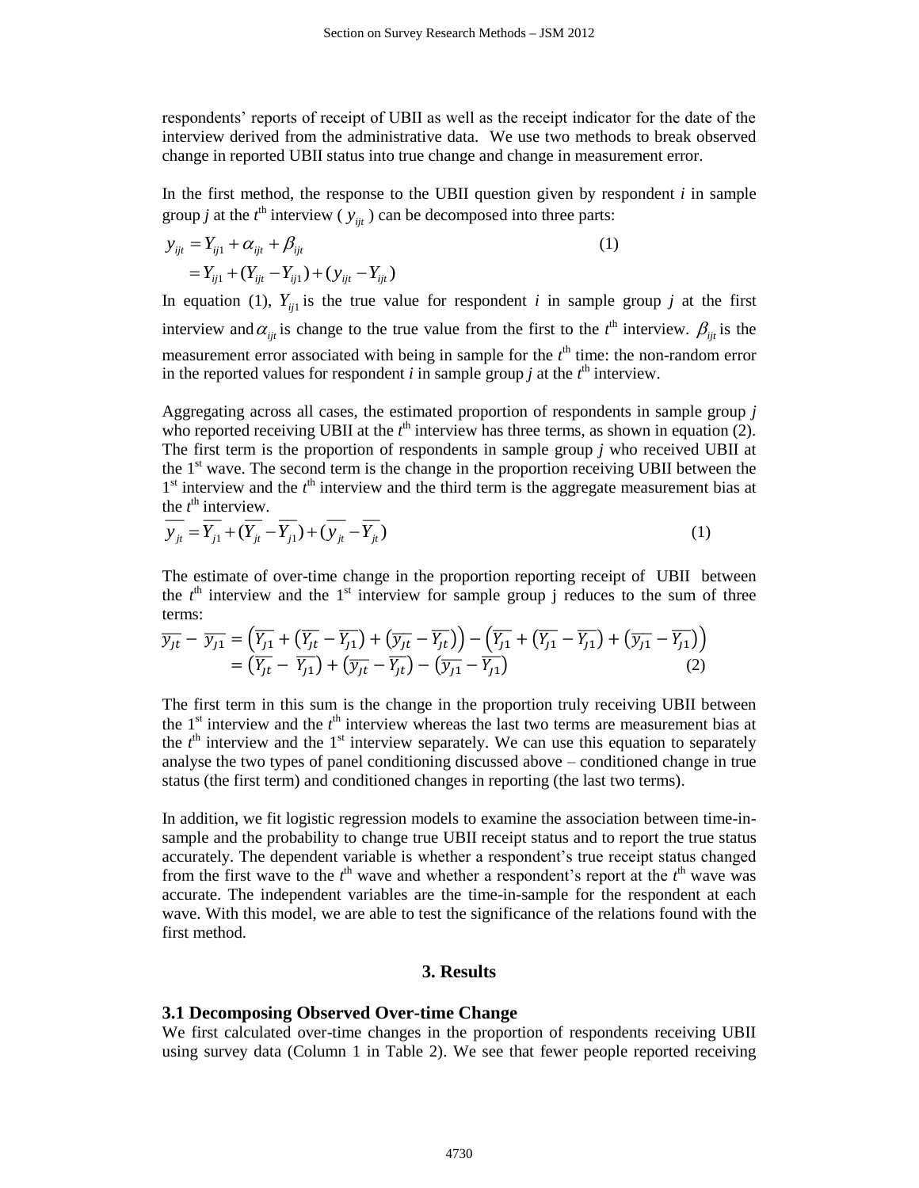respondents' reports of receipt of UBII as well as the receipt indicator for the date of the interview derived from the administrative data. We use two methods to break observed change in reported UBII status into true change and change in measurement error.

In the first method, the response to the UBII question given by respondent *i* in sample group *j* at the *t*th interview ( $y_{ijt}$ ) can be decomposed into three parts:

$$
\begin{aligned}
y_{ijt} &= Y_{ij1} + \alpha_{ijt} + \beta_{ijt} \qquad (1) \\
&= Y_{ij1} + (Y_{ijt} - Y_{ij1}) + (y_{ijt} - Y_{ijt})
\end{aligned}
$$

In equation (1), $Y_{ij1}$ is the true value for respondent *i* in sample group *j* at the first interview and $\alpha_{ijt}$ is change to the true value from the first to the *t*th interview. $\beta_{ijt}$ is the measurement error associated with being in sample for the *t*th time: the non-random error in the reported values for respondent *i* in sample group *j* at the *t*th interview.

Aggregating across all cases, the estimated proportion of respondents in sample group *j* who reported receiving UBII at the *t*th interview has three terms, as shown in equation (2). The first term is the proportion of respondents in sample group *j* who received UBII at the 1st wave. The second term is the change in the proportion receiving UBII between the 1st interview and the *t*th interview and the third term is the aggregate measurement bias at the *t*th interview.

$$
\overline{y_{jt}} = \overline{Y_{j1}} + (\overline{Y_{jt}} - \overline{Y_{j1}}) + (\overline{y_{jt}} - \overline{Y_{jt}}) \qquad (1)
$$

The estimate of over-time change in the proportion reporting receipt of UBII between the *t*th interview and the 1st interview for sample group j reduces to the sum of three terms:

$$
\begin{aligned}
\overline{y_{Jt}} - \overline{y_{J1}} &= \left(\overline{Y_{J1}} + \left(\overline{Y_{Jt}} - \overline{Y_{J1}}\right) + \left(\overline{y_{Jt}} - \overline{Y_{Jt}}\right)\right) - \left(\overline{Y_{J1}} + \left(\overline{Y_{J1}} - \overline{Y_{J1}}\right) + \left(\overline{y_{J1}} - \overline{Y_{J1}}\right)\right) \\
&= \left(\overline{Y_{Jt}} - \overline{Y_{J1}}\right) + \left(\overline{y_{Jt}} - \overline{Y_{Jt}}\right) - \left(\overline{y_{J1}} - \overline{Y_{J1}}\right) \qquad (2)
\end{aligned}
$$

The first term in this sum is the change in the proportion truly receiving UBII between the 1st interview and the *t*th interview whereas the last two terms are measurement bias at the *t*th interview and the 1st interview separately. We can use this equation to separately analyse the two types of panel conditioning discussed above – conditioned change in true status (the first term) and conditioned changes in reporting (the last two terms).

In addition, we fit logistic regression models to examine the association between time-in-sample and the probability to change true UBII receipt status and to report the true status accurately. The dependent variable is whether a respondent's true receipt status changed from the first wave to the *t*th wave and whether a respondent's report at the *t*th wave was accurate. The independent variables are the time-in-sample for the respondent at each wave. With this model, we are able to test the significance of the relations found with the first method.

## 3. Results

### 3.1 Decomposing Observed Over-time Change

We first calculated over-time changes in the proportion of respondents receiving UBII using survey data (Column 1 in Table 2). We see that fewer people reported receiving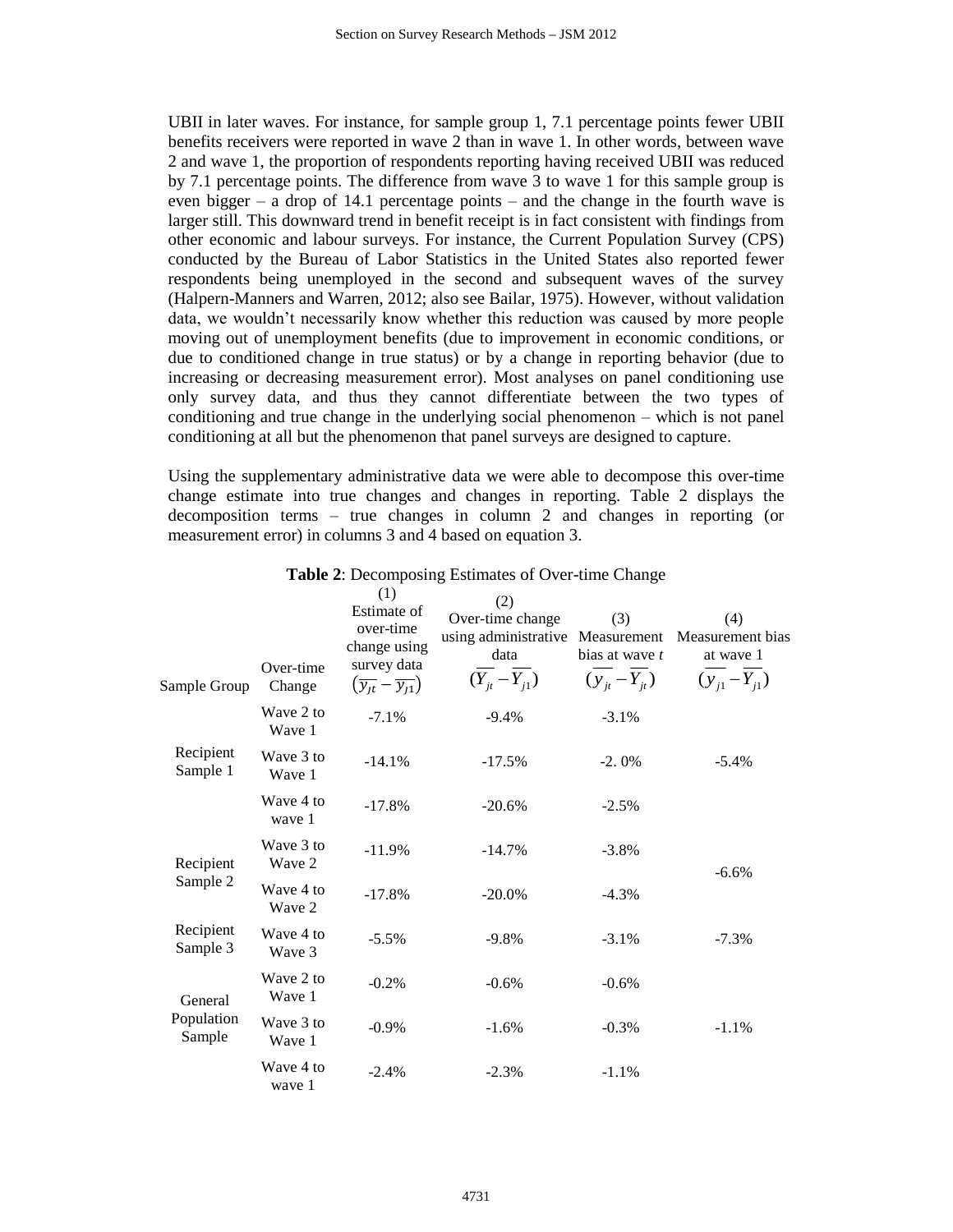UBII in later waves. For instance, for sample group 1, 7.1 percentage points fewer UBII benefits receivers were reported in wave 2 than in wave 1. In other words, between wave 2 and wave 1, the proportion of respondents reporting having received UBII was reduced by 7.1 percentage points. The difference from wave 3 to wave 1 for this sample group is even bigger – a drop of 14.1 percentage points – and the change in the fourth wave is larger still. This downward trend in benefit receipt is in fact consistent with findings from other economic and labour surveys. For instance, the Current Population Survey (CPS) conducted by the Bureau of Labor Statistics in the United States also reported fewer respondents being unemployed in the second and subsequent waves of the survey (Halpern-Manners and Warren, 2012; also see Bailar, 1975). However, without validation data, we wouldn't necessarily know whether this reduction was caused by more people moving out of unemployment benefits (due to improvement in economic conditions, or due to conditioned change in true status) or by a change in reporting behavior (due to increasing or decreasing measurement error). Most analyses on panel conditioning use only survey data, and thus they cannot differentiate between the two types of conditioning and true change in the underlying social phenomenon – which is not panel conditioning at all but the phenomenon that panel surveys are designed to capture.

Using the supplementary administrative data we were able to decompose this over-time change estimate into true changes and changes in reporting. Table 2 displays the decomposition terms – true changes in column 2 and changes in reporting (or measurement error) in columns 3 and 4 based on equation 3.

**Table 2**: Decomposing Estimates of Over-time Change

| Sample Group | Over-time Change | (1) Estimate of over-time change using survey data $(\overline{y_{jt}} - \overline{y_{j1}})$ | (2) Over-time change using administrative data $(\overline{Y_{jt}} - \overline{Y_{j1}})$ | (3) Measurement bias at wave *t* $(\overline{y_{jt}} - \overline{Y_{jt}})$ | (4) Measurement bias at wave 1 $(\overline{y_{j1}} - \overline{Y_{j1}})$ |
|---|---|---|---|---|---|
| Recipient Sample 1 | Wave 2 to Wave 1 | -7.1% | -9.4% | -3.1% | |
| | Wave 3 to Wave 1 | -14.1% | -17.5% | -2. 0% | -5.4% |
| | Wave 4 to wave 1 | -17.8% | -20.6% | -2.5% | |
| Recipient Sample 2 | Wave 3 to Wave 2 | -11.9% | -14.7% | -3.8% | -6.6% |
| | Wave 4 to Wave 2 | -17.8% | -20.0% | -4.3% | |
| Recipient Sample 3 | Wave 4 to Wave 3 | -5.5% | -9.8% | -3.1% | -7.3% |
| General Population Sample | Wave 2 to Wave 1 | -0.2% | -0.6% | -0.6% | |
| | Wave 3 to Wave 1 | -0.9% | -1.6% | -0.3% | -1.1% |
| | Wave 4 to wave 1 | -2.4% | -2.3% | -1.1% | |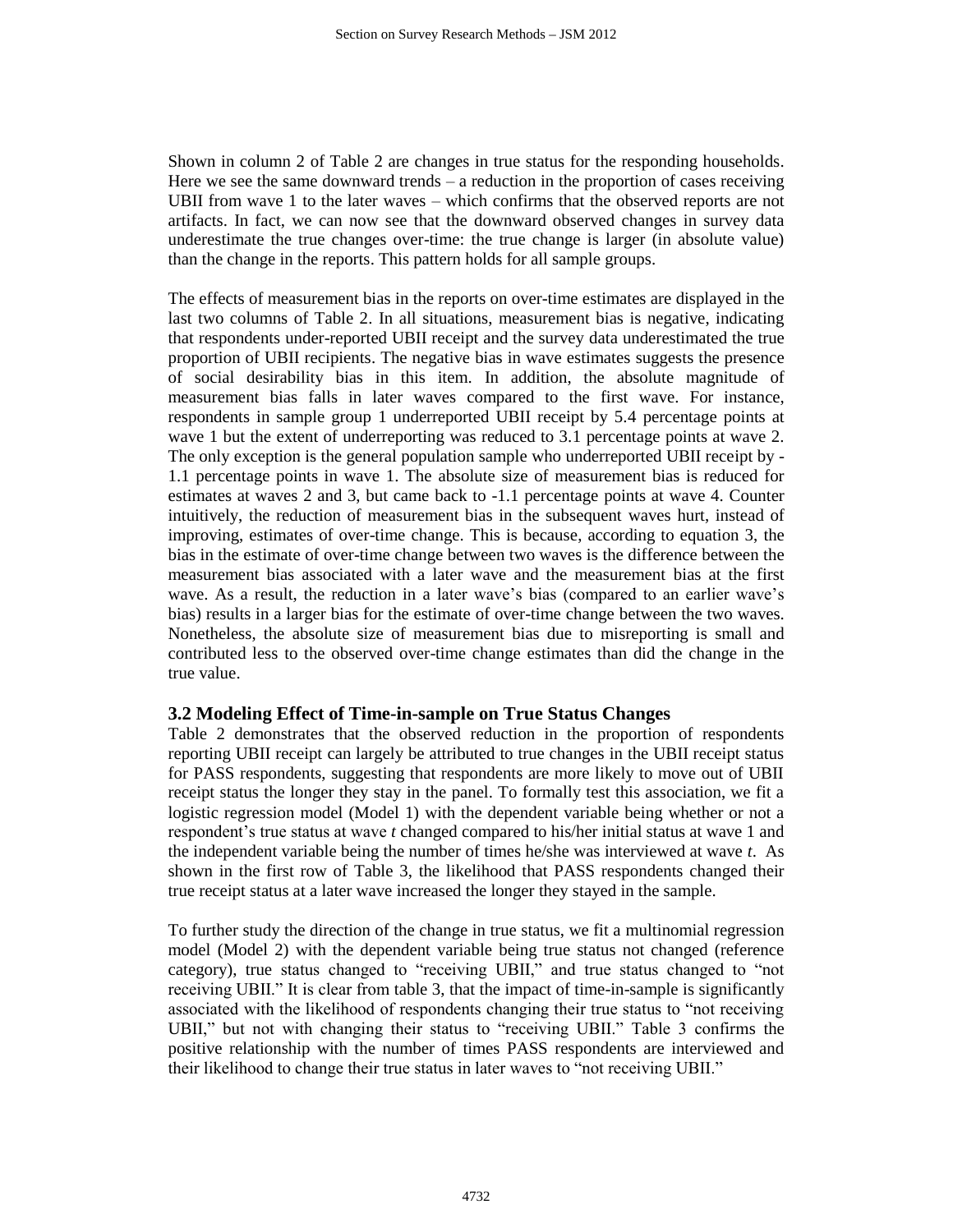Shown in column 2 of Table 2 are changes in true status for the responding households. Here we see the same downward trends – a reduction in the proportion of cases receiving UBII from wave 1 to the later waves – which confirms that the observed reports are not artifacts. In fact, we can now see that the downward observed changes in survey data underestimate the true changes over-time: the true change is larger (in absolute value) than the change in the reports. This pattern holds for all sample groups.

The effects of measurement bias in the reports on over-time estimates are displayed in the last two columns of Table 2. In all situations, measurement bias is negative, indicating that respondents under-reported UBII receipt and the survey data underestimated the true proportion of UBII recipients. The negative bias in wave estimates suggests the presence of social desirability bias in this item. In addition, the absolute magnitude of measurement bias falls in later waves compared to the first wave. For instance, respondents in sample group 1 underreported UBII receipt by 5.4 percentage points at wave 1 but the extent of underreporting was reduced to 3.1 percentage points at wave 2. The only exception is the general population sample who underreported UBII receipt by -1.1 percentage points in wave 1. The absolute size of measurement bias is reduced for estimates at waves 2 and 3, but came back to -1.1 percentage points at wave 4. Counter intuitively, the reduction of measurement bias in the subsequent waves hurt, instead of improving, estimates of over-time change. This is because, according to equation 3, the bias in the estimate of over-time change between two waves is the difference between the measurement bias associated with a later wave and the measurement bias at the first wave. As a result, the reduction in a later wave's bias (compared to an earlier wave's bias) results in a larger bias for the estimate of over-time change between the two waves. Nonetheless, the absolute size of measurement bias due to misreporting is small and contributed less to the observed over-time change estimates than did the change in the true value.

### 3.2 Modeling Effect of Time-in-sample on True Status Changes

Table 2 demonstrates that the observed reduction in the proportion of respondents reporting UBII receipt can largely be attributed to true changes in the UBII receipt status for PASS respondents, suggesting that respondents are more likely to move out of UBII receipt status the longer they stay in the panel. To formally test this association, we fit a logistic regression model (Model 1) with the dependent variable being whether or not a respondent's true status at wave $t$ changed compared to his/her initial status at wave 1 and the independent variable being the number of times he/she was interviewed at wave $t$. As shown in the first row of Table 3, the likelihood that PASS respondents changed their true receipt status at a later wave increased the longer they stayed in the sample.

To further study the direction of the change in true status, we fit a multinomial regression model (Model 2) with the dependent variable being true status not changed (reference category), true status changed to "receiving UBII," and true status changed to "not receiving UBII." It is clear from table 3, that the impact of time-in-sample is significantly associated with the likelihood of respondents changing their true status to "not receiving UBII," but not with changing their status to "receiving UBII." Table 3 confirms the positive relationship with the number of times PASS respondents are interviewed and their likelihood to change their true status in later waves to "not receiving UBII."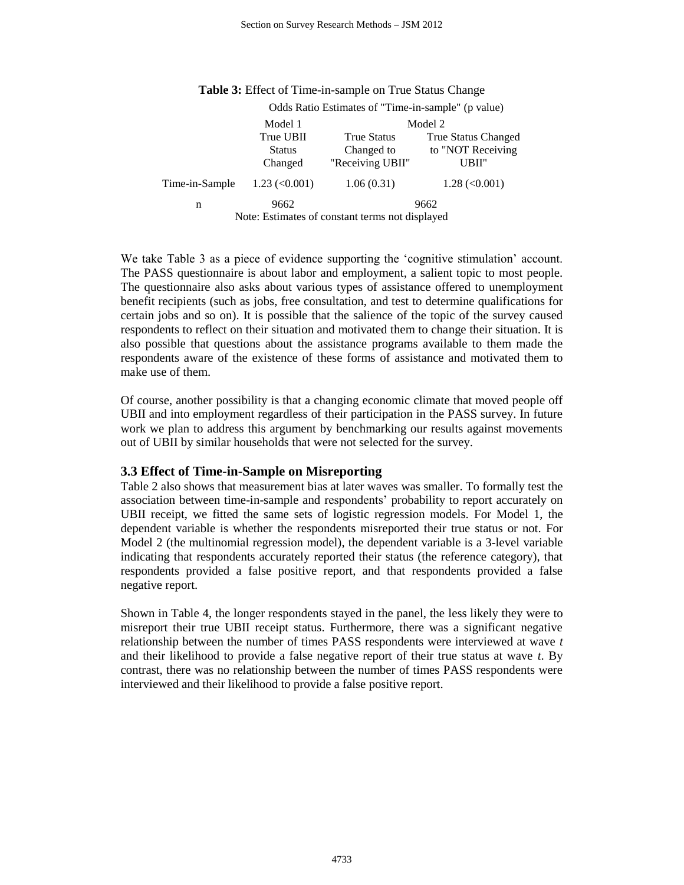**Table 3:** Effect of Time-in-sample on True Status Change

| | Odds Ratio Estimates of "Time-in-sample" (p value) | | |
|---|---|---|---|
| | Model 1 | Model 2 | |
| | True UBII Status Changed | True Status Changed to "Receiving UBII" | True Status Changed to "NOT Receiving UBII" |
| Time-in-Sample | 1.23 (<0.001) | 1.06 (0.31) | 1.28 (<0.001) |
| n | 9662 | 9662 | |

Note: Estimates of constant terms not displayed

We take Table 3 as a piece of evidence supporting the 'cognitive stimulation' account. The PASS questionnaire is about labor and employment, a salient topic to most people. The questionnaire also asks about various types of assistance offered to unemployment benefit recipients (such as jobs, free consultation, and test to determine qualifications for certain jobs and so on). It is possible that the salience of the topic of the survey caused respondents to reflect on their situation and motivated them to change their situation. It is also possible that questions about the assistance programs available to them made the respondents aware of the existence of these forms of assistance and motivated them to make use of them.

Of course, another possibility is that a changing economic climate that moved people off UBII and into employment regardless of their participation in the PASS survey. In future work we plan to address this argument by benchmarking our results against movements out of UBII by similar households that were not selected for the survey.

### 3.3 Effect of Time-in-Sample on Misreporting

Table 2 also shows that measurement bias at later waves was smaller. To formally test the association between time-in-sample and respondents' probability to report accurately on UBII receipt, we fitted the same sets of logistic regression models. For Model 1, the dependent variable is whether the respondents misreported their true status or not. For Model 2 (the multinomial regression model), the dependent variable is a 3-level variable indicating that respondents accurately reported their status (the reference category), that respondents provided a false positive report, and that respondents provided a false negative report.

Shown in Table 4, the longer respondents stayed in the panel, the less likely they were to misreport their true UBII receipt status. Furthermore, there was a significant negative relationship between the number of times PASS respondents were interviewed at wave $t$ and their likelihood to provide a false negative report of their true status at wave $t$. By contrast, there was no relationship between the number of times PASS respondents were interviewed and their likelihood to provide a false positive report.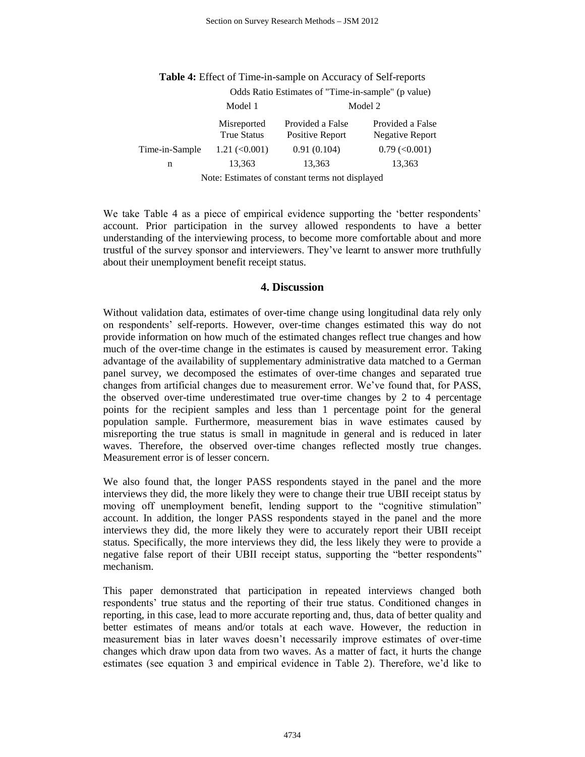**Table 4:** Effect of Time-in-sample on Accuracy of Self-reports

| | Odds Ratio Estimates of "Time-in-sample" (p value) | | |
|---|---|---|---|
| | Model 1 | Model 2 | |
| | Misreported True Status | Provided a False Positive Report | Provided a False Negative Report |
| Time-in-Sample | 1.21 (<0.001) | 0.91 (0.104) | 0.79 (<0.001) |
| n | 13,363 | 13,363 | 13,363 |

Note: Estimates of constant terms not displayed

We take Table 4 as a piece of empirical evidence supporting the 'better respondents' account. Prior participation in the survey allowed respondents to have a better understanding of the interviewing process, to become more comfortable about and more trustful of the survey sponsor and interviewers. They've learnt to answer more truthfully about their unemployment benefit receipt status.

## 4. Discussion

Without validation data, estimates of over-time change using longitudinal data rely only on respondents' self-reports. However, over-time changes estimated this way do not provide information on how much of the estimated changes reflect true changes and how much of the over-time change in the estimates is caused by measurement error. Taking advantage of the availability of supplementary administrative data matched to a German panel survey, we decomposed the estimates of over-time changes and separated true changes from artificial changes due to measurement error. We've found that, for PASS, the observed over-time underestimated true over-time changes by 2 to 4 percentage points for the recipient samples and less than 1 percentage point for the general population sample. Furthermore, measurement bias in wave estimates caused by misreporting the true status is small in magnitude in general and is reduced in later waves. Therefore, the observed over-time changes reflected mostly true changes. Measurement error is of lesser concern.

We also found that, the longer PASS respondents stayed in the panel and the more interviews they did, the more likely they were to change their true UBII receipt status by moving off unemployment benefit, lending support to the "cognitive stimulation" account. In addition, the longer PASS respondents stayed in the panel and the more interviews they did, the more likely they were to accurately report their UBII receipt status. Specifically, the more interviews they did, the less likely they were to provide a negative false report of their UBII receipt status, supporting the "better respondents" mechanism.

This paper demonstrated that participation in repeated interviews changed both respondents' true status and the reporting of their true status. Conditioned changes in reporting, in this case, lead to more accurate reporting and, thus, data of better quality and better estimates of means and/or totals at each wave. However, the reduction in measurement bias in later waves doesn't necessarily improve estimates of over-time changes which draw upon data from two waves. As a matter of fact, it hurts the change estimates (see equation 3 and empirical evidence in Table 2). Therefore, we'd like to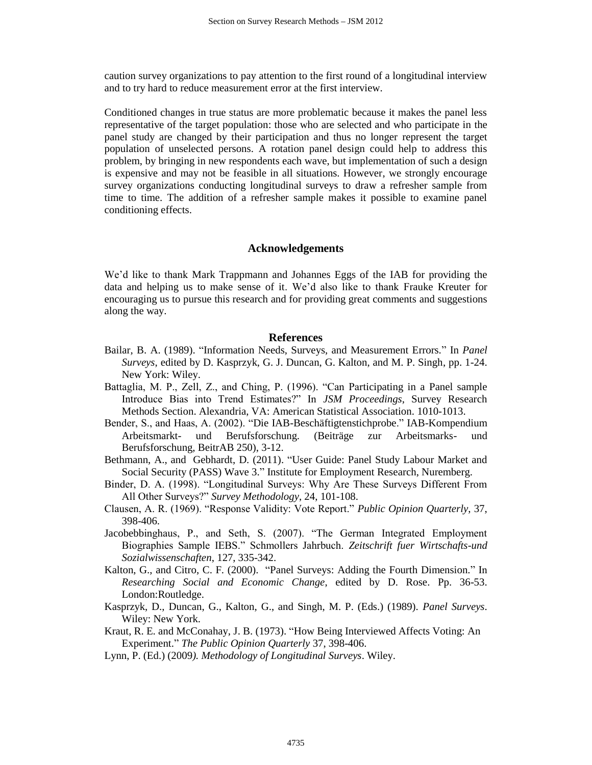caution survey organizations to pay attention to the first round of a longitudinal interview and to try hard to reduce measurement error at the first interview.

Conditioned changes in true status are more problematic because it makes the panel less representative of the target population: those who are selected and who participate in the panel study are changed by their participation and thus no longer represent the target population of unselected persons. A rotation panel design could help to address this problem, by bringing in new respondents each wave, but implementation of such a design is expensive and may not be feasible in all situations. However, we strongly encourage survey organizations conducting longitudinal surveys to draw a refresher sample from time to time. The addition of a refresher sample makes it possible to examine panel conditioning effects.

## Acknowledgements

We'd like to thank Mark Trappmann and Johannes Eggs of the IAB for providing the data and helping us to make sense of it. We'd also like to thank Frauke Kreuter for encouraging us to pursue this research and for providing great comments and suggestions along the way.

## References

Bailar, B. A. (1989). "Information Needs, Surveys, and Measurement Errors." In *Panel Surveys*, edited by D. Kasprzyk, G. J. Duncan, G. Kalton, and M. P. Singh, pp. 1-24. New York: Wiley.

Battaglia, M. P., Zell, Z., and Ching, P. (1996). "Can Participating in a Panel sample Introduce Bias into Trend Estimates?" In *JSM Proceedings*, Survey Research Methods Section. Alexandria, VA: American Statistical Association. 1010-1013.

Bender, S., and Haas, A. (2002). "Die IAB-Beschäftigtenstichprobe." IAB-Kompendium Arbeitsmarkt- und Berufsforschung. (Beiträge zur Arbeitsmarks- und Berufsforschung, BeitrAB 250), 3-12.

Bethmann, A., and Gebhardt, D. (2011). "User Guide: Panel Study Labour Market and Social Security (PASS) Wave 3." Institute for Employment Research, Nuremberg.

Binder, D. A. (1998). "Longitudinal Surveys: Why Are These Surveys Different From All Other Surveys?" *Survey Methodology*, 24, 101-108.

Clausen, A. R. (1969). "Response Validity: Vote Report." *Public Opinion Quarterly*, 37, 398-406.

Jacobebbinghaus, P., and Seth, S. (2007). "The German Integrated Employment Biographies Sample IEBS." Schmollers Jahrbuch. *Zeitschrift fuer Wirtschafts-und Sozialwissenschaften*, 127, 335-342.

Kalton, G., and Citro, C. F. (2000). "Panel Surveys: Adding the Fourth Dimension." In *Researching Social and Economic Change*, edited by D. Rose. Pp. 36-53. London:Routledge.

Kasprzyk, D., Duncan, G., Kalton, G., and Singh, M. P. (Eds.) (1989). *Panel Surveys*. Wiley: New York.

Kraut, R. E. and McConahay, J. B. (1973). "How Being Interviewed Affects Voting: An Experiment." *The Public Opinion Quarterly* 37, 398-406.

Lynn, P. (Ed.) (2009*). Methodology of Longitudinal Surveys*. Wiley.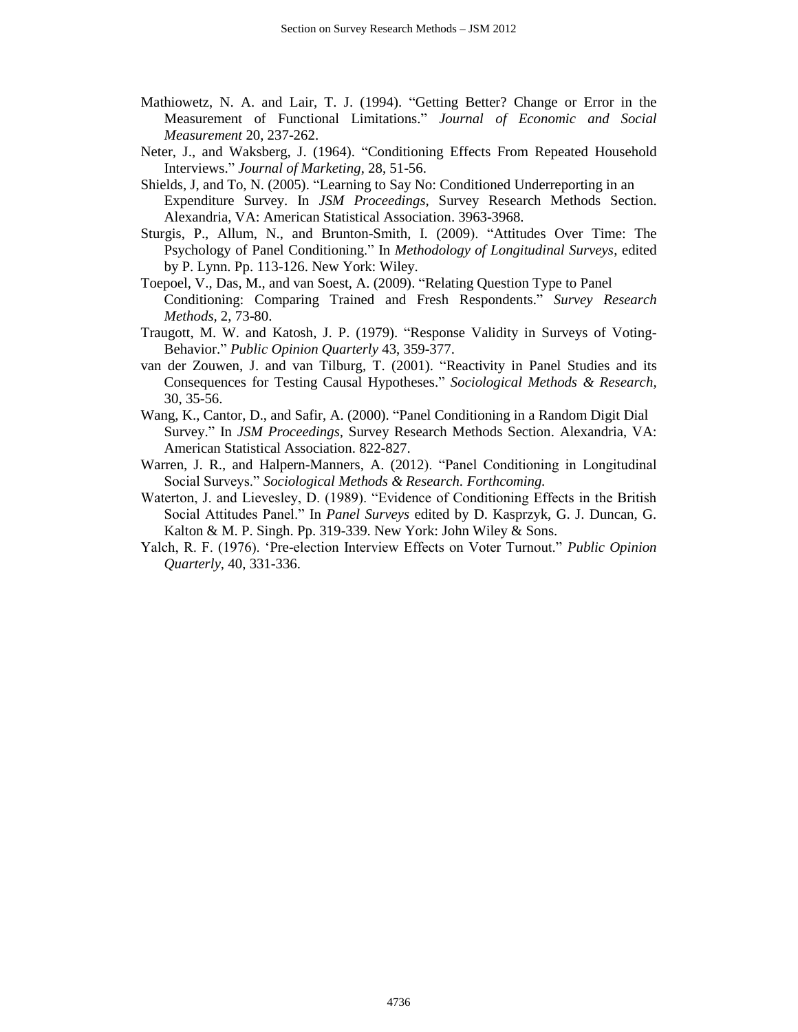Mathiowetz, N. A. and Lair, T. J. (1994). “Getting Better? Change or Error in the Measurement of Functional Limitations.” *Journal of Economic and Social Measurement* 20, 237-262.

Neter, J., and Waksberg, J. (1964). “Conditioning Effects From Repeated Household Interviews.” *Journal of Marketing*, 28, 51-56.

Shields, J, and To, N. (2005). “Learning to Say No: Conditioned Underreporting in an Expenditure Survey. In *JSM Proceedings,* Survey Research Methods Section. Alexandria, VA: American Statistical Association. 3963-3968.

Sturgis, P., Allum, N., and Brunton-Smith, I. (2009). “Attitudes Over Time: The Psychology of Panel Conditioning.” In *Methodology of Longitudinal Surveys*, edited by P. Lynn. Pp. 113-126. New York: Wiley.

Toepoel, V., Das, M., and van Soest, A. (2009). “Relating Question Type to Panel Conditioning: Comparing Trained and Fresh Respondents.” *Survey Research Methods,* 2, 73-80.

Traugott, M. W. and Katosh, J. P. (1979). “Response Validity in Surveys of Voting-Behavior.” *Public Opinion Quarterly* 43, 359-377.

van der Zouwen, J. and van Tilburg, T. (2001). “Reactivity in Panel Studies and its Consequences for Testing Causal Hypotheses.” *Sociological Methods & Research*, 30, 35-56.

Wang, K., Cantor, D., and Safir, A. (2000). “Panel Conditioning in a Random Digit Dial Survey.” In *JSM Proceedings,* Survey Research Methods Section. Alexandria, VA: American Statistical Association. 822-827.

Warren, J. R., and Halpern-Manners, A. (2012). “Panel Conditioning in Longitudinal Social Surveys.” *Sociological Methods & Research. Forthcoming.*

Waterton, J. and Lievesley, D. (1989). “Evidence of Conditioning Effects in the British Social Attitudes Panel.” In *Panel Surveys* edited by D. Kasprzyk, G. J. Duncan, G. Kalton & M. P. Singh. Pp. 319-339. New York: John Wiley & Sons.

Yalch, R. F. (1976). ‘Pre-election Interview Effects on Voter Turnout.” *Public Opinion Quarterly*, 40, 331-336.